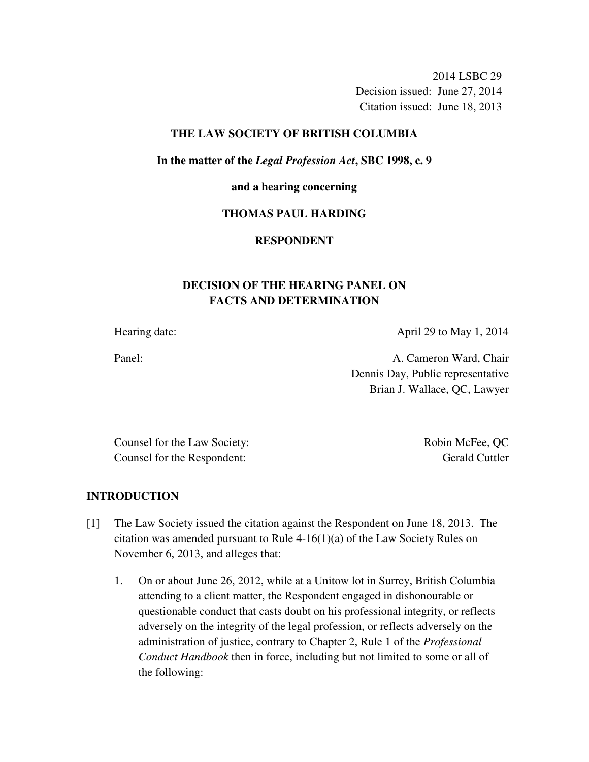2014 LSBC 29
Decision issued: June 27, 2014
Citation issued: June 18, 2013

**THE LAW SOCIETY OF BRITISH COLUMBIA**

**In the matter of the *Legal Profession Act*, SBC 1998, c. 9**

**and a hearing concerning**

**THOMAS PAUL HARDING**

**RESPONDENT**

---

## DECISION OF THE HEARING PANEL ON FACTS AND DETERMINATION

---

Hearing date: April 29 to May 1, 2014

Panel: A. Cameron Ward, Chair
Dennis Day, Public representative
Brian J. Wallace, QC, Lawyer

Counsel for the Law Society: Robin McFee, QC
Counsel for the Respondent: Gerald Cuttler

## INTRODUCTION

[1] The Law Society issued the citation against the Respondent on June 18, 2013. The citation was amended pursuant to Rule 4-16(1)(a) of the Law Society Rules on November 6, 2013, and alleges that:

1. On or about June 26, 2012, while at a Unitow lot in Surrey, British Columbia attending to a client matter, the Respondent engaged in dishonourable or questionable conduct that casts doubt on his professional integrity, or reflects adversely on the integrity of the legal profession, or reflects adversely on the administration of justice, contrary to Chapter 2, Rule 1 of the *Professional Conduct Handbook* then in force, including but not limited to some or all of the following: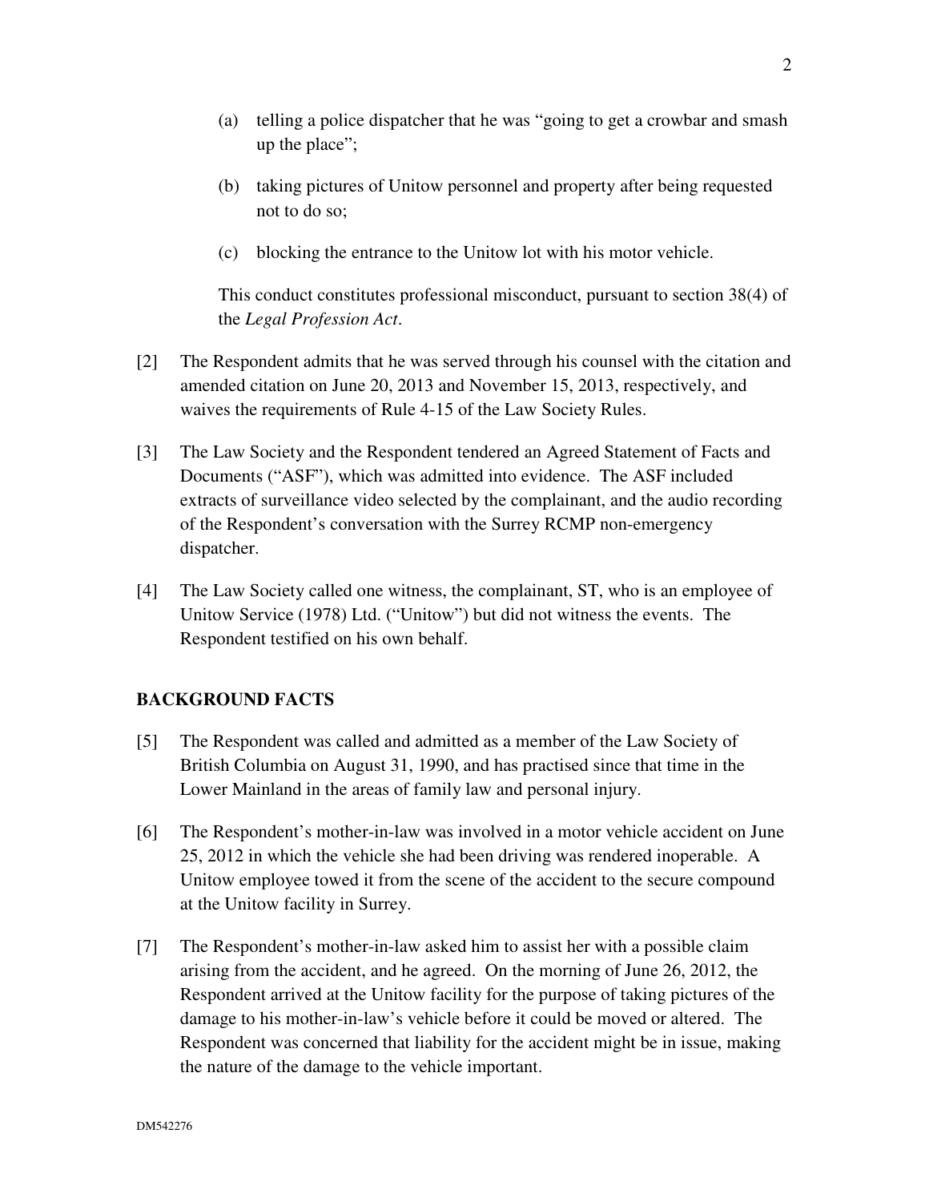(a) telling a police dispatcher that he was "going to get a crowbar and smash up the place";

(b) taking pictures of Unitow personnel and property after being requested not to do so;

(c) blocking the entrance to the Unitow lot with his motor vehicle.

This conduct constitutes professional misconduct, pursuant to section 38(4) of the *Legal Profession Act*.

[2] The Respondent admits that he was served through his counsel with the citation and amended citation on June 20, 2013 and November 15, 2013, respectively, and waives the requirements of Rule 4-15 of the Law Society Rules.

[3] The Law Society and the Respondent tendered an Agreed Statement of Facts and Documents ("ASF"), which was admitted into evidence. The ASF included extracts of surveillance video selected by the complainant, and the audio recording of the Respondent's conversation with the Surrey RCMP non-emergency dispatcher.

[4] The Law Society called one witness, the complainant, ST, who is an employee of Unitow Service (1978) Ltd. ("Unitow") but did not witness the events. The Respondent testified on his own behalf.

## BACKGROUND FACTS

[5] The Respondent was called and admitted as a member of the Law Society of British Columbia on August 31, 1990, and has practised since that time in the Lower Mainland in the areas of family law and personal injury.

[6] The Respondent's mother-in-law was involved in a motor vehicle accident on June 25, 2012 in which the vehicle she had been driving was rendered inoperable. A Unitow employee towed it from the scene of the accident to the secure compound at the Unitow facility in Surrey.

[7] The Respondent's mother-in-law asked him to assist her with a possible claim arising from the accident, and he agreed. On the morning of June 26, 2012, the Respondent arrived at the Unitow facility for the purpose of taking pictures of the damage to his mother-in-law's vehicle before it could be moved or altered. The Respondent was concerned that liability for the accident might be in issue, making the nature of the damage to the vehicle important.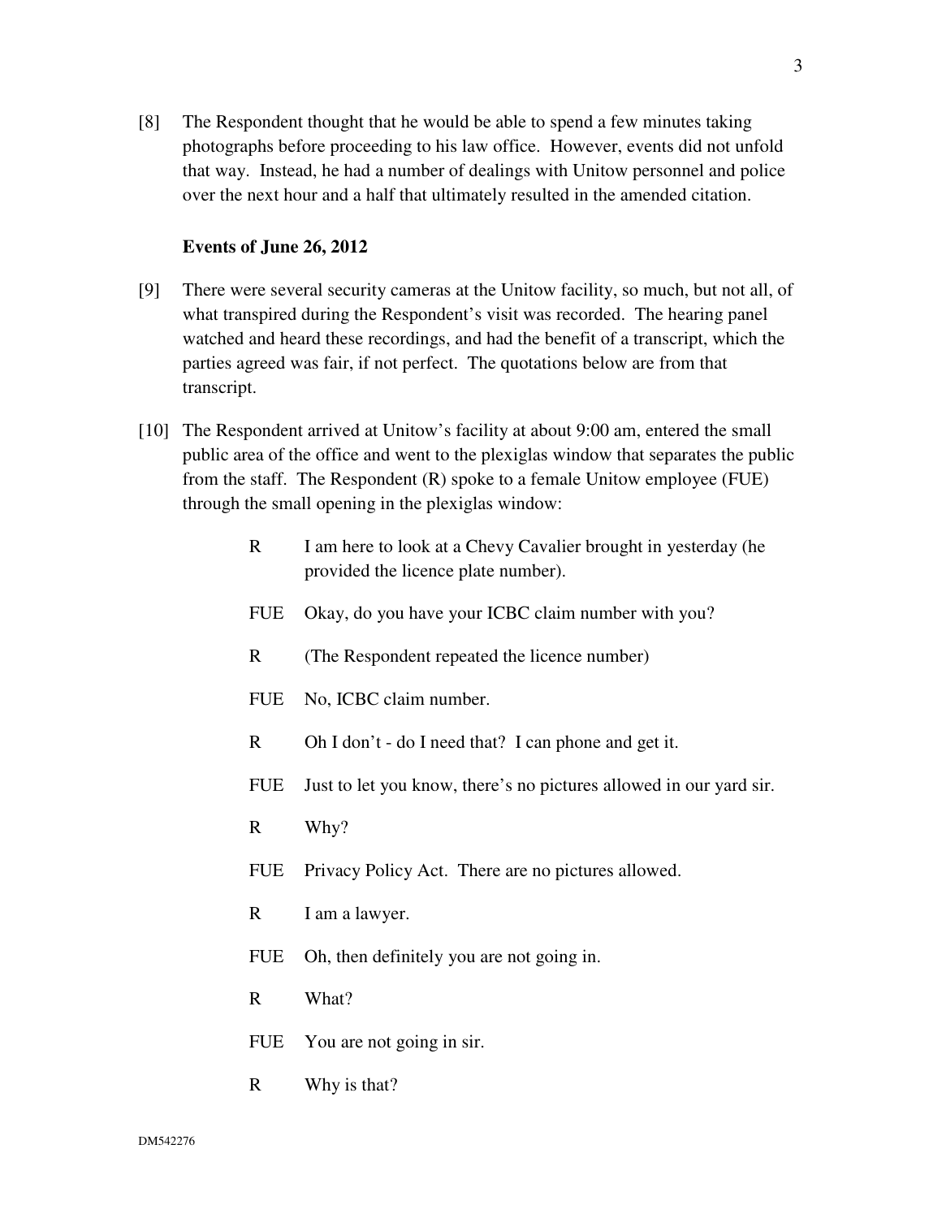[8] The Respondent thought that he would be able to spend a few minutes taking photographs before proceeding to his law office. However, events did not unfold that way. Instead, he had a number of dealings with Unitow personnel and police over the next hour and a half that ultimately resulted in the amended citation.

**Events of June 26, 2012**

[9] There were several security cameras at the Unitow facility, so much, but not all, of what transpired during the Respondent's visit was recorded. The hearing panel watched and heard these recordings, and had the benefit of a transcript, which the parties agreed was fair, if not perfect. The quotations below are from that transcript.

[10] The Respondent arrived at Unitow's facility at about 9:00 am, entered the small public area of the office and went to the plexiglas window that separates the public from the staff. The Respondent (R) spoke to a female Unitow employee (FUE) through the small opening in the plexiglas window:

R I am here to look at a Chevy Cavalier brought in yesterday (he provided the licence plate number).

FUE Okay, do you have your ICBC claim number with you?

R (The Respondent repeated the licence number)

FUE No, ICBC claim number.

R Oh I don't - do I need that? I can phone and get it.

FUE Just to let you know, there's no pictures allowed in our yard sir.

R Why?

FUE Privacy Policy Act. There are no pictures allowed.

R I am a lawyer.

FUE Oh, then definitely you are not going in.

R What?

FUE You are not going in sir.

R Why is that?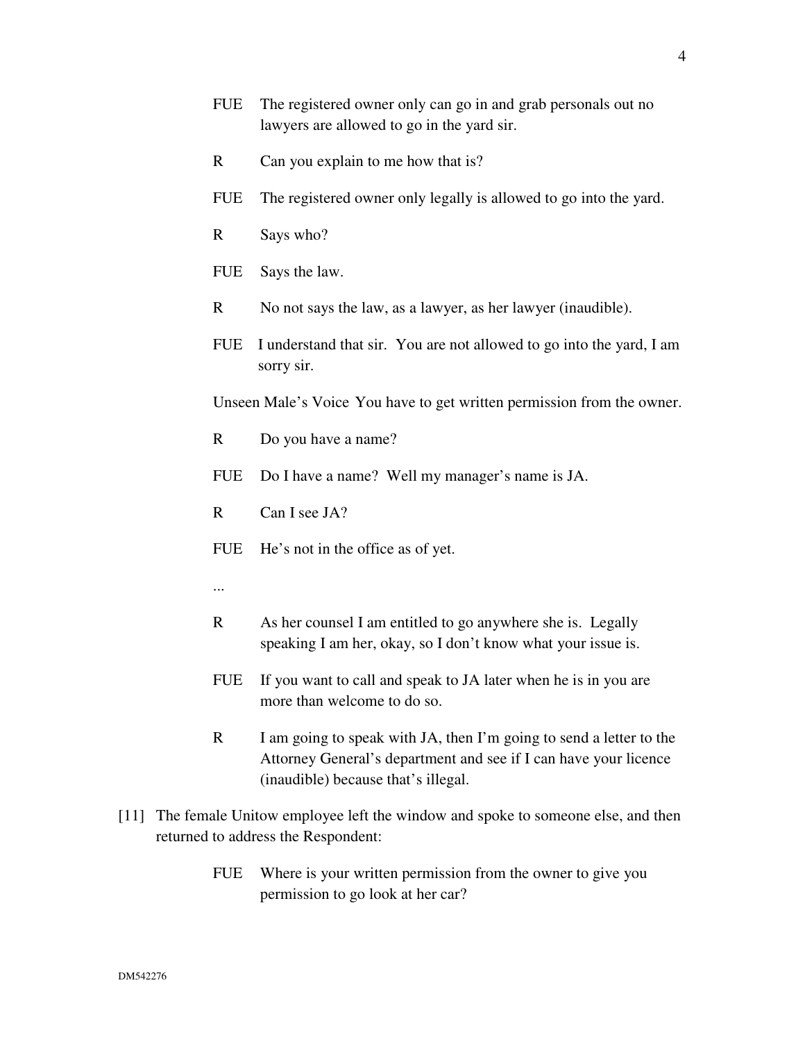FUE The registered owner only can go in and grab personals out no lawyers are allowed to go in the yard sir.

R Can you explain to me how that is?

FUE The registered owner only legally is allowed to go into the yard.

R Says who?

FUE Says the law.

R No not says the law, as a lawyer, as her lawyer (inaudible).

FUE I understand that sir. You are not allowed to go into the yard, I am sorry sir.

Unseen Male's Voice You have to get written permission from the owner.

R Do you have a name?

FUE Do I have a name? Well my manager's name is JA.

R Can I see JA?

FUE He's not in the office as of yet.

...

R As her counsel I am entitled to go anywhere she is. Legally speaking I am her, okay, so I don't know what your issue is.

FUE If you want to call and speak to JA later when he is in you are more than welcome to do so.

R I am going to speak with JA, then I'm going to send a letter to the Attorney General's department and see if I can have your licence (inaudible) because that's illegal.

[11] The female Unitow employee left the window and spoke to someone else, and then returned to address the Respondent:

FUE Where is your written permission from the owner to give you permission to go look at her car?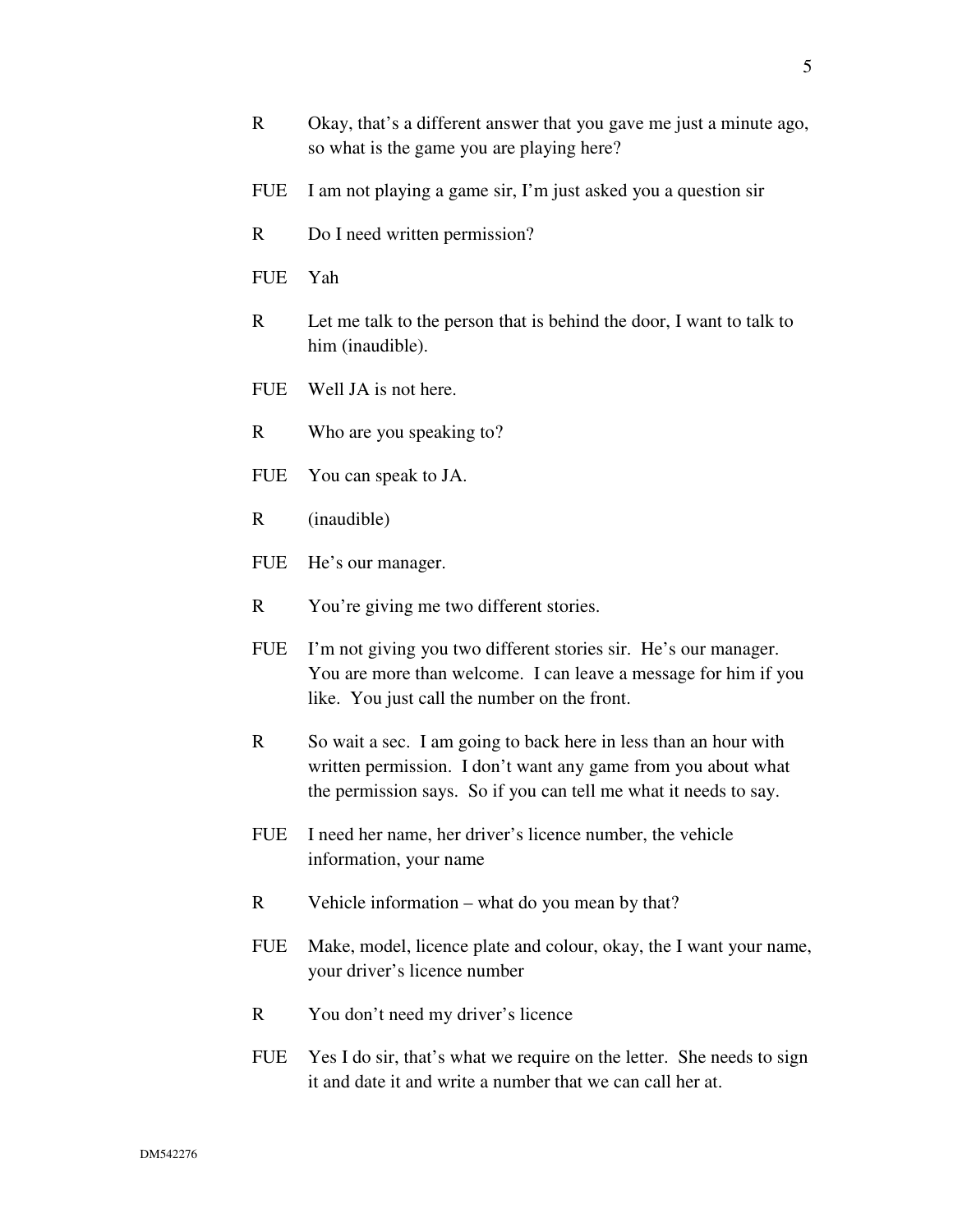R Okay, that's a different answer that you gave me just a minute ago, so what is the game you are playing here?

FUE I am not playing a game sir, I'm just asked you a question sir

R Do I need written permission?

FUE Yah

R Let me talk to the person that is behind the door, I want to talk to him (inaudible).

FUE Well JA is not here.

R Who are you speaking to?

FUE You can speak to JA.

R (inaudible)

FUE He's our manager.

R You're giving me two different stories.

FUE I'm not giving you two different stories sir. He's our manager. You are more than welcome. I can leave a message for him if you like. You just call the number on the front.

R So wait a sec. I am going to back here in less than an hour with written permission. I don't want any game from you about what the permission says. So if you can tell me what it needs to say.

FUE I need her name, her driver's licence number, the vehicle information, your name

R Vehicle information – what do you mean by that?

FUE Make, model, licence plate and colour, okay, the I want your name, your driver's licence number

R You don't need my driver's licence

FUE Yes I do sir, that's what we require on the letter. She needs to sign it and date it and write a number that we can call her at.

DM542276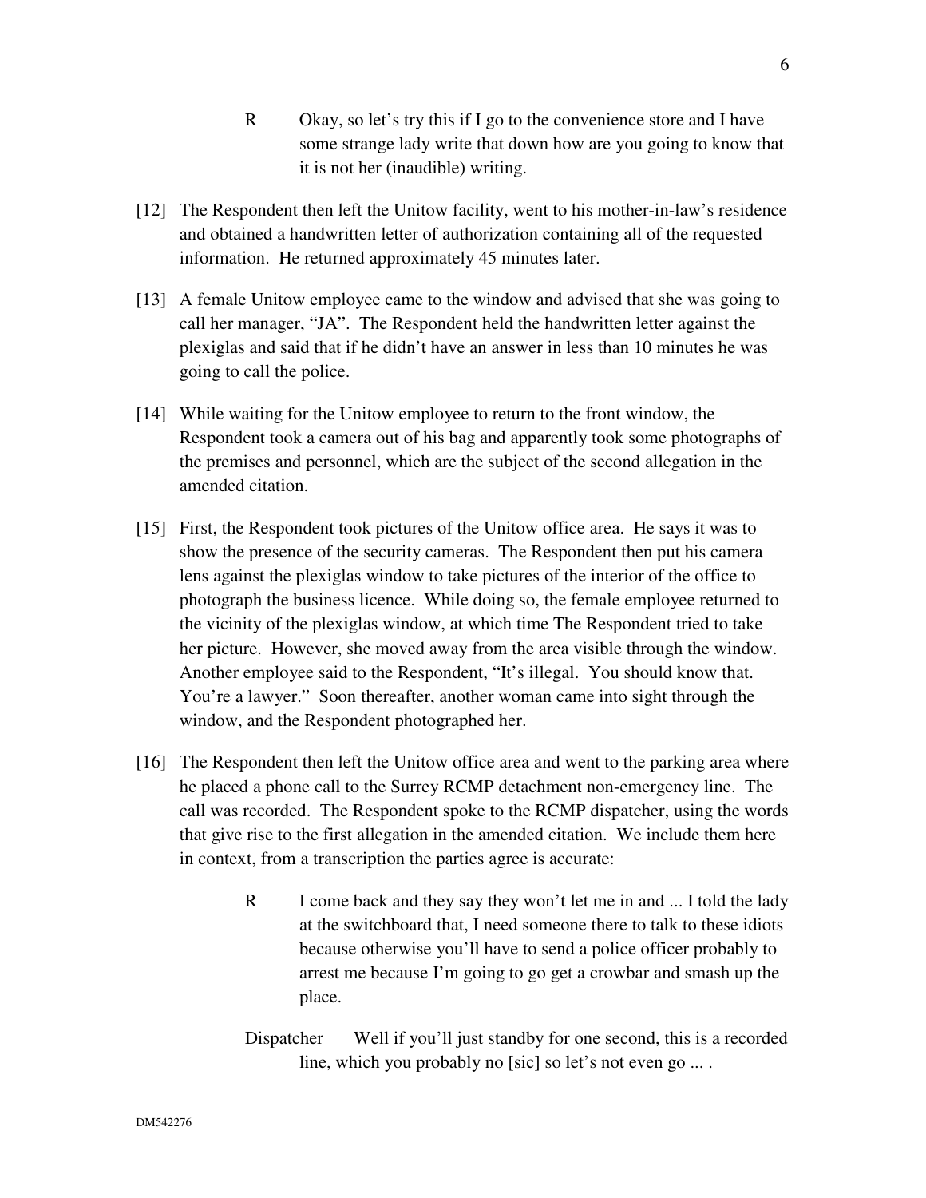R Okay, so let's try this if I go to the convenience store and I have some strange lady write that down how are you going to know that it is not her (inaudible) writing.

[12] The Respondent then left the Unitow facility, went to his mother-in-law's residence and obtained a handwritten letter of authorization containing all of the requested information. He returned approximately 45 minutes later.

[13] A female Unitow employee came to the window and advised that she was going to call her manager, "JA". The Respondent held the handwritten letter against the plexiglas and said that if he didn't have an answer in less than 10 minutes he was going to call the police.

[14] While waiting for the Unitow employee to return to the front window, the Respondent took a camera out of his bag and apparently took some photographs of the premises and personnel, which are the subject of the second allegation in the amended citation.

[15] First, the Respondent took pictures of the Unitow office area. He says it was to show the presence of the security cameras. The Respondent then put his camera lens against the plexiglas window to take pictures of the interior of the office to photograph the business licence. While doing so, the female employee returned to the vicinity of the plexiglas window, at which time The Respondent tried to take her picture. However, she moved away from the area visible through the window. Another employee said to the Respondent, "It's illegal. You should know that. You're a lawyer." Soon thereafter, another woman came into sight through the window, and the Respondent photographed her.

[16] The Respondent then left the Unitow office area and went to the parking area where he placed a phone call to the Surrey RCMP detachment non-emergency line. The call was recorded. The Respondent spoke to the RCMP dispatcher, using the words that give rise to the first allegation in the amended citation. We include them here in context, from a transcription the parties agree is accurate:

> R I come back and they say they won't let me in and ... I told the lady at the switchboard that, I need someone there to talk to these idiots because otherwise you'll have to send a police officer probably to arrest me because I'm going to go get a crowbar and smash up the place.
>
> Dispatcher Well if you'll just standby for one second, this is a recorded line, which you probably no [sic] so let's not even go ... .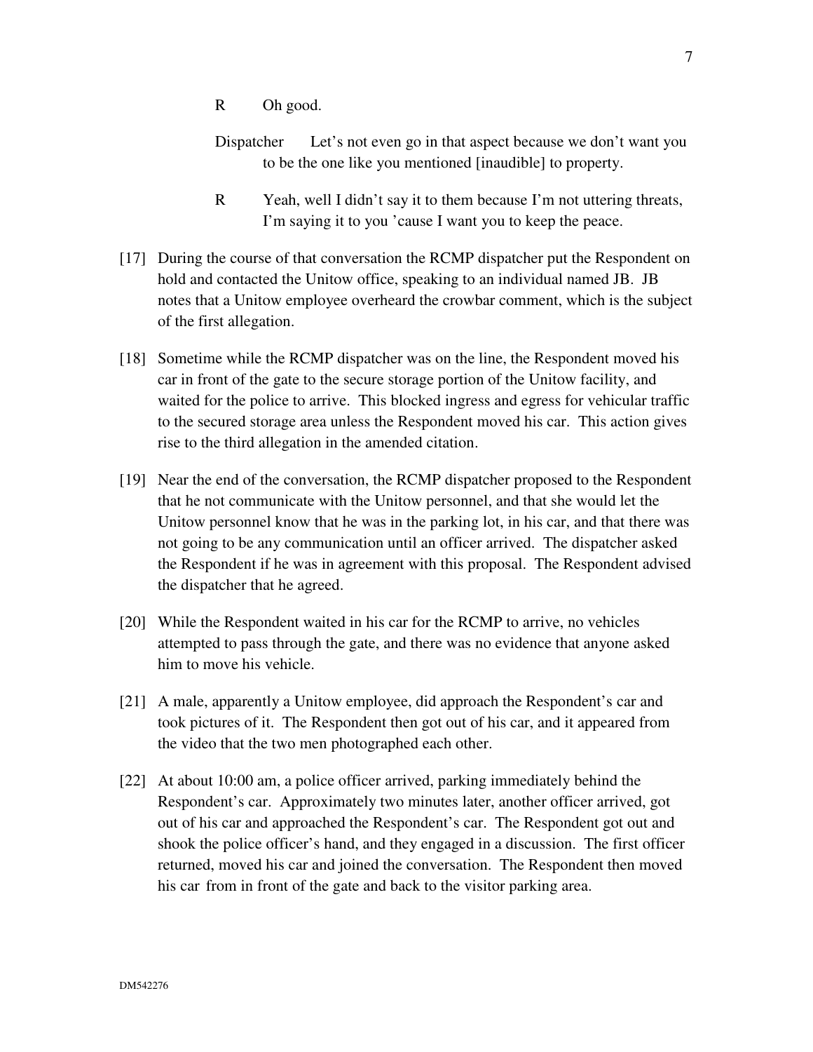R Oh good.

Dispatcher Let's not even go in that aspect because we don't want you to be the one like you mentioned [inaudible] to property.

R Yeah, well I didn't say it to them because I'm not uttering threats, I'm saying it to you 'cause I want you to keep the peace.

[17] During the course of that conversation the RCMP dispatcher put the Respondent on hold and contacted the Unitow office, speaking to an individual named JB. JB notes that a Unitow employee overheard the crowbar comment, which is the subject of the first allegation.

[18] Sometime while the RCMP dispatcher was on the line, the Respondent moved his car in front of the gate to the secure storage portion of the Unitow facility, and waited for the police to arrive. This blocked ingress and egress for vehicular traffic to the secured storage area unless the Respondent moved his car. This action gives rise to the third allegation in the amended citation.

[19] Near the end of the conversation, the RCMP dispatcher proposed to the Respondent that he not communicate with the Unitow personnel, and that she would let the Unitow personnel know that he was in the parking lot, in his car, and that there was not going to be any communication until an officer arrived. The dispatcher asked the Respondent if he was in agreement with this proposal. The Respondent advised the dispatcher that he agreed.

[20] While the Respondent waited in his car for the RCMP to arrive, no vehicles attempted to pass through the gate, and there was no evidence that anyone asked him to move his vehicle.

[21] A male, apparently a Unitow employee, did approach the Respondent's car and took pictures of it. The Respondent then got out of his car, and it appeared from the video that the two men photographed each other.

[22] At about 10:00 am, a police officer arrived, parking immediately behind the Respondent's car. Approximately two minutes later, another officer arrived, got out of his car and approached the Respondent's car. The Respondent got out and shook the police officer's hand, and they engaged in a discussion. The first officer returned, moved his car and joined the conversation. The Respondent then moved his car from in front of the gate and back to the visitor parking area.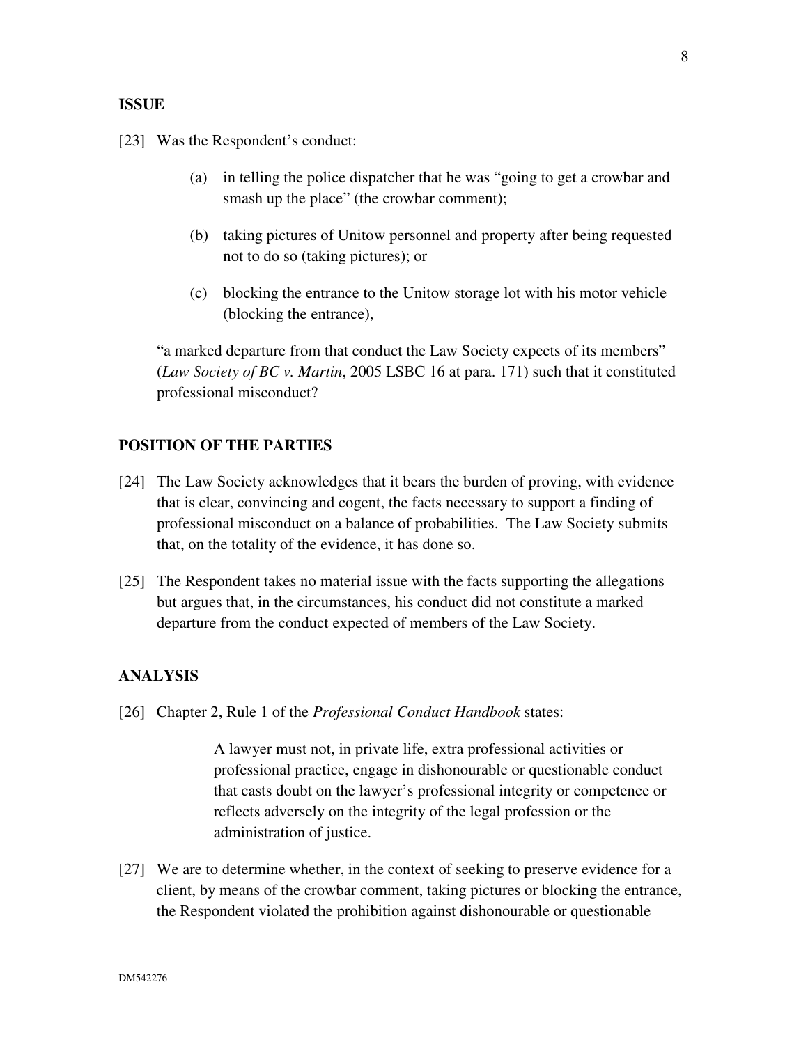## ISSUE

[23] Was the Respondent's conduct:

> (a) in telling the police dispatcher that he was "going to get a crowbar and smash up the place" (the crowbar comment);
>
> (b) taking pictures of Unitow personnel and property after being requested not to do so (taking pictures); or
>
> (c) blocking the entrance to the Unitow storage lot with his motor vehicle (blocking the entrance),

"a marked departure from that conduct the Law Society expects of its members" (*Law Society of BC v. Martin*, 2005 LSBC 16 at para. 171) such that it constituted professional misconduct?

## POSITION OF THE PARTIES

[24] The Law Society acknowledges that it bears the burden of proving, with evidence that is clear, convincing and cogent, the facts necessary to support a finding of professional misconduct on a balance of probabilities. The Law Society submits that, on the totality of the evidence, it has done so.

[25] The Respondent takes no material issue with the facts supporting the allegations but argues that, in the circumstances, his conduct did not constitute a marked departure from the conduct expected of members of the Law Society.

## ANALYSIS

[26] Chapter 2, Rule 1 of the *Professional Conduct Handbook* states:

> A lawyer must not, in private life, extra professional activities or professional practice, engage in dishonourable or questionable conduct that casts doubt on the lawyer's professional integrity or competence or reflects adversely on the integrity of the legal profession or the administration of justice.

[27] We are to determine whether, in the context of seeking to preserve evidence for a client, by means of the crowbar comment, taking pictures or blocking the entrance, the Respondent violated the prohibition against dishonourable or questionable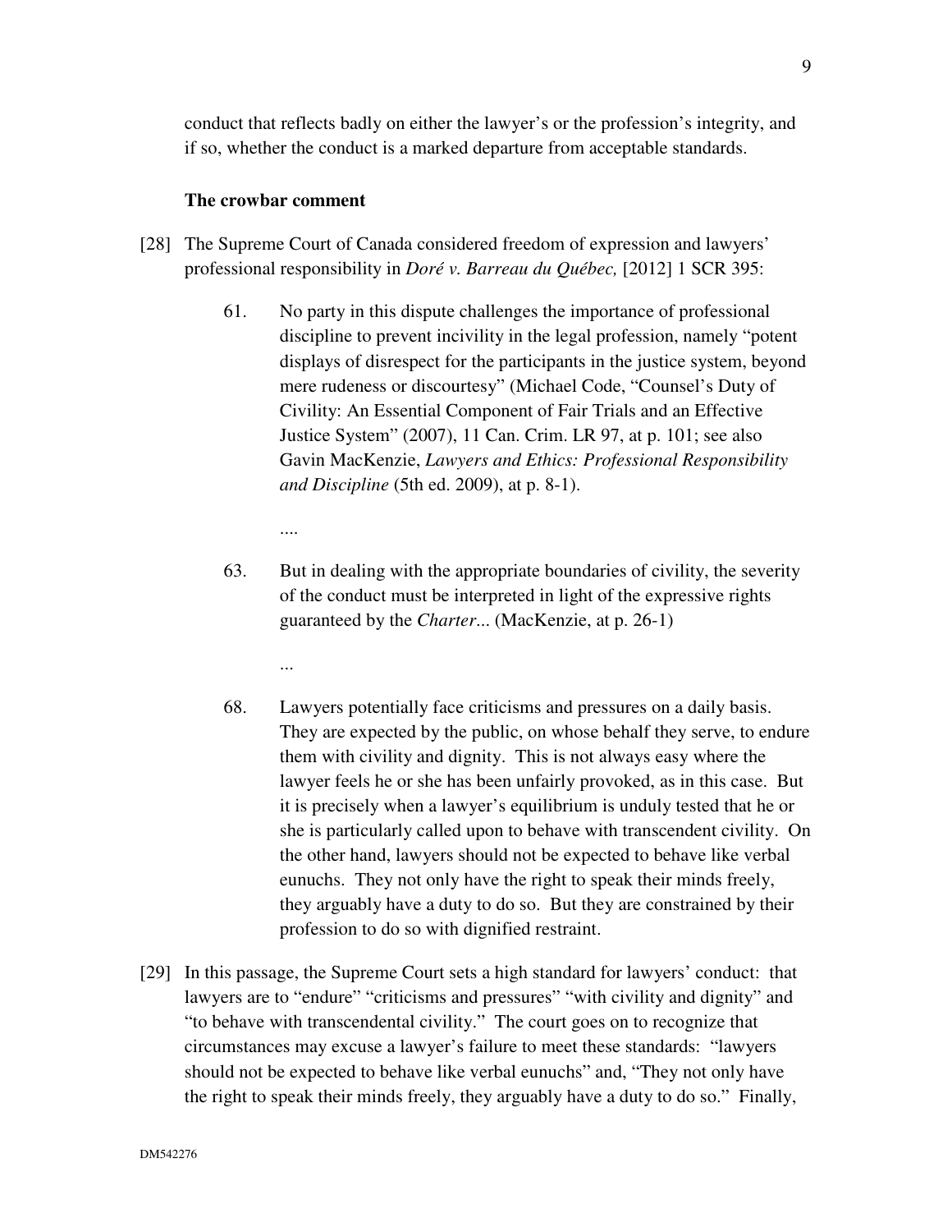conduct that reflects badly on either the lawyer's or the profession's integrity, and if so, whether the conduct is a marked departure from acceptable standards.

### The crowbar comment

[28] The Supreme Court of Canada considered freedom of expression and lawyers' professional responsibility in *Doré v. Barreau du Québec,* [2012] 1 SCR 395:

> 61. No party in this dispute challenges the importance of professional discipline to prevent incivility in the legal profession, namely "potent displays of disrespect for the participants in the justice system, beyond mere rudeness or discourtesy" (Michael Code, "Counsel's Duty of Civility: An Essential Component of Fair Trials and an Effective Justice System" (2007), 11 Can. Crim. LR 97, at p. 101; see also Gavin MacKenzie, *Lawyers and Ethics: Professional Responsibility and Discipline* (5th ed. 2009), at p. 8-1).
>
> ....
>
> 63. But in dealing with the appropriate boundaries of civility, the severity of the conduct must be interpreted in light of the expressive rights guaranteed by the *Charter*... (MacKenzie, at p. 26-1)
>
> ...
>
> 68. Lawyers potentially face criticisms and pressures on a daily basis. They are expected by the public, on whose behalf they serve, to endure them with civility and dignity. This is not always easy where the lawyer feels he or she has been unfairly provoked, as in this case. But it is precisely when a lawyer's equilibrium is unduly tested that he or she is particularly called upon to behave with transcendent civility. On the other hand, lawyers should not be expected to behave like verbal eunuchs. They not only have the right to speak their minds freely, they arguably have a duty to do so. But they are constrained by their profession to do so with dignified restraint.

[29] In this passage, the Supreme Court sets a high standard for lawyers' conduct: that lawyers are to "endure" "criticisms and pressures" "with civility and dignity" and "to behave with transcendental civility." The court goes on to recognize that circumstances may excuse a lawyer's failure to meet these standards: "lawyers should not be expected to behave like verbal eunuchs" and, "They not only have the right to speak their minds freely, they arguably have a duty to do so." Finally,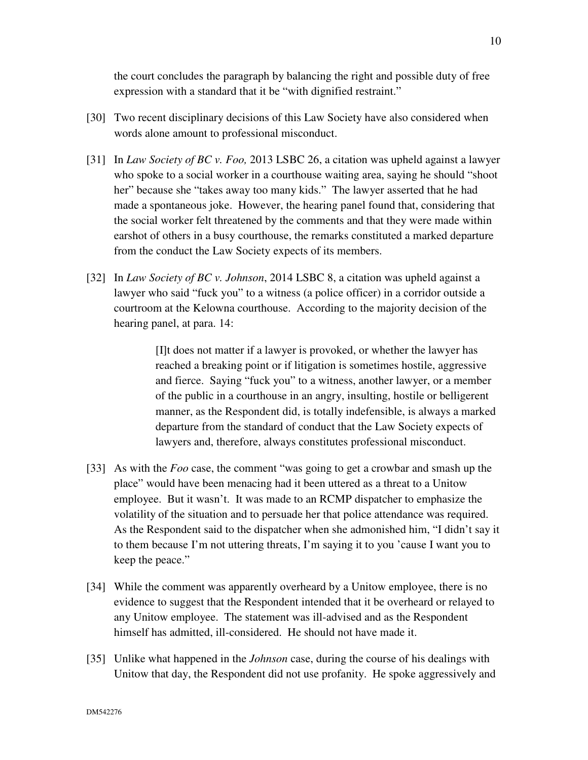the court concludes the paragraph by balancing the right and possible duty of free expression with a standard that it be "with dignified restraint."

[30] Two recent disciplinary decisions of this Law Society have also considered when words alone amount to professional misconduct.

[31] In *Law Society of BC v. Foo,* 2013 LSBC 26, a citation was upheld against a lawyer who spoke to a social worker in a courthouse waiting area, saying he should "shoot her" because she "takes away too many kids." The lawyer asserted that he had made a spontaneous joke. However, the hearing panel found that, considering that the social worker felt threatened by the comments and that they were made within earshot of others in a busy courthouse, the remarks constituted a marked departure from the conduct the Law Society expects of its members.

[32] In *Law Society of BC v. Johnson*, 2014 LSBC 8, a citation was upheld against a lawyer who said "fuck you" to a witness (a police officer) in a corridor outside a courtroom at the Kelowna courthouse. According to the majority decision of the hearing panel, at para. 14:

> [I]t does not matter if a lawyer is provoked, or whether the lawyer has reached a breaking point or if litigation is sometimes hostile, aggressive and fierce. Saying "fuck you" to a witness, another lawyer, or a member of the public in a courthouse in an angry, insulting, hostile or belligerent manner, as the Respondent did, is totally indefensible, is always a marked departure from the standard of conduct that the Law Society expects of lawyers and, therefore, always constitutes professional misconduct.

[33] As with the *Foo* case, the comment "was going to get a crowbar and smash up the place" would have been menacing had it been uttered as a threat to a Unitow employee. But it wasn't. It was made to an RCMP dispatcher to emphasize the volatility of the situation and to persuade her that police attendance was required. As the Respondent said to the dispatcher when she admonished him, "I didn't say it to them because I'm not uttering threats, I'm saying it to you 'cause I want you to keep the peace."

[34] While the comment was apparently overheard by a Unitow employee, there is no evidence to suggest that the Respondent intended that it be overheard or relayed to any Unitow employee. The statement was ill-advised and as the Respondent himself has admitted, ill-considered. He should not have made it.

[35] Unlike what happened in the *Johnson* case, during the course of his dealings with Unitow that day, the Respondent did not use profanity. He spoke aggressively and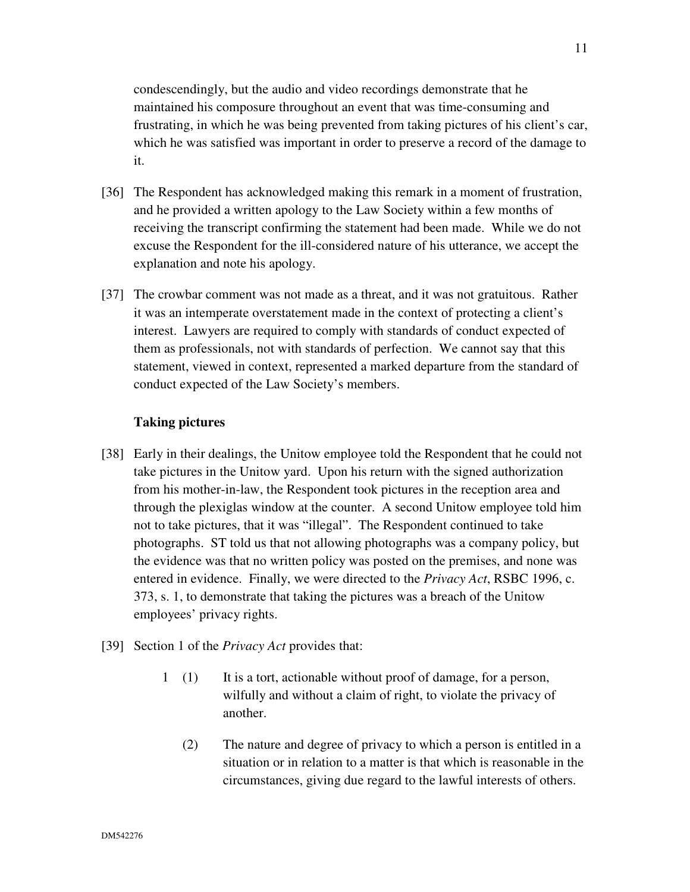condescendingly, but the audio and video recordings demonstrate that he maintained his composure throughout an event that was time-consuming and frustrating, in which he was being prevented from taking pictures of his client's car, which he was satisfied was important in order to preserve a record of the damage to it.

[36] The Respondent has acknowledged making this remark in a moment of frustration, and he provided a written apology to the Law Society within a few months of receiving the transcript confirming the statement had been made. While we do not excuse the Respondent for the ill-considered nature of his utterance, we accept the explanation and note his apology.

[37] The crowbar comment was not made as a threat, and it was not gratuitous. Rather it was an intemperate overstatement made in the context of protecting a client's interest. Lawyers are required to comply with standards of conduct expected of them as professionals, not with standards of perfection. We cannot say that this statement, viewed in context, represented a marked departure from the standard of conduct expected of the Law Society's members.

### Taking pictures

[38] Early in their dealings, the Unitow employee told the Respondent that he could not take pictures in the Unitow yard. Upon his return with the signed authorization from his mother-in-law, the Respondent took pictures in the reception area and through the plexiglas window at the counter. A second Unitow employee told him not to take pictures, that it was "illegal". The Respondent continued to take photographs. ST told us that not allowing photographs was a company policy, but the evidence was that no written policy was posted on the premises, and none was entered in evidence. Finally, we were directed to the *Privacy Act*, RSBC 1996, c. 373, s. 1, to demonstrate that taking the pictures was a breach of the Unitow employees' privacy rights.

[39] Section 1 of the *Privacy Act* provides that:

> 1 (1) It is a tort, actionable without proof of damage, for a person, wilfully and without a claim of right, to violate the privacy of another.
>
> (2) The nature and degree of privacy to which a person is entitled in a situation or in relation to a matter is that which is reasonable in the circumstances, giving due regard to the lawful interests of others.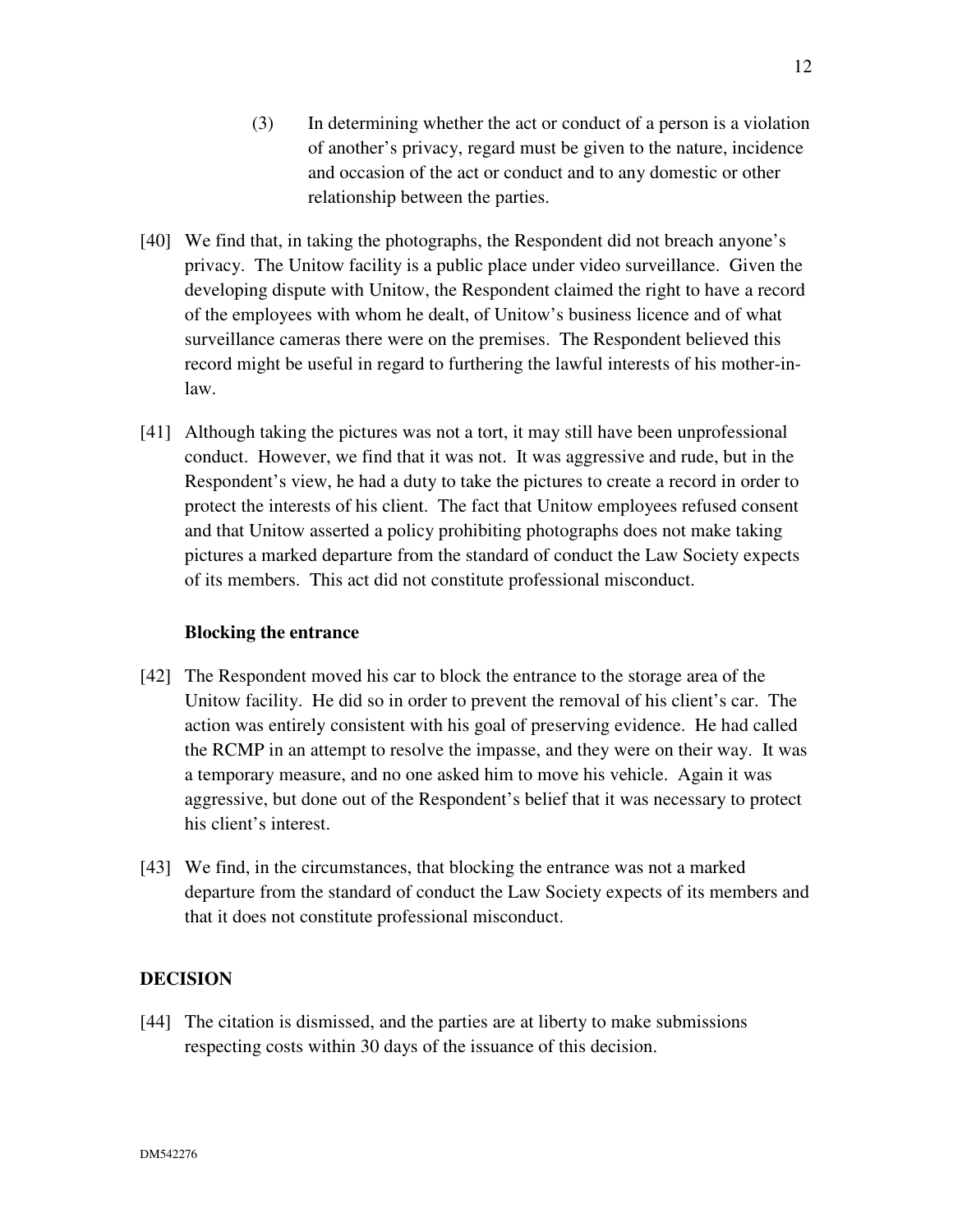(3) In determining whether the act or conduct of a person is a violation of another's privacy, regard must be given to the nature, incidence and occasion of the act or conduct and to any domestic or other relationship between the parties.

[40] We find that, in taking the photographs, the Respondent did not breach anyone's privacy. The Unitow facility is a public place under video surveillance. Given the developing dispute with Unitow, the Respondent claimed the right to have a record of the employees with whom he dealt, of Unitow's business licence and of what surveillance cameras there were on the premises. The Respondent believed this record might be useful in regard to furthering the lawful interests of his mother-in-law.

[41] Although taking the pictures was not a tort, it may still have been unprofessional conduct. However, we find that it was not. It was aggressive and rude, but in the Respondent's view, he had a duty to take the pictures to create a record in order to protect the interests of his client. The fact that Unitow employees refused consent and that Unitow asserted a policy prohibiting photographs does not make taking pictures a marked departure from the standard of conduct the Law Society expects of its members. This act did not constitute professional misconduct.

### Blocking the entrance

[42] The Respondent moved his car to block the entrance to the storage area of the Unitow facility. He did so in order to prevent the removal of his client's car. The action was entirely consistent with his goal of preserving evidence. He had called the RCMP in an attempt to resolve the impasse, and they were on their way. It was a temporary measure, and no one asked him to move his vehicle. Again it was aggressive, but done out of the Respondent's belief that it was necessary to protect his client's interest.

[43] We find, in the circumstances, that blocking the entrance was not a marked departure from the standard of conduct the Law Society expects of its members and that it does not constitute professional misconduct.

## DECISION

[44] The citation is dismissed, and the parties are at liberty to make submissions respecting costs within 30 days of the issuance of this decision.